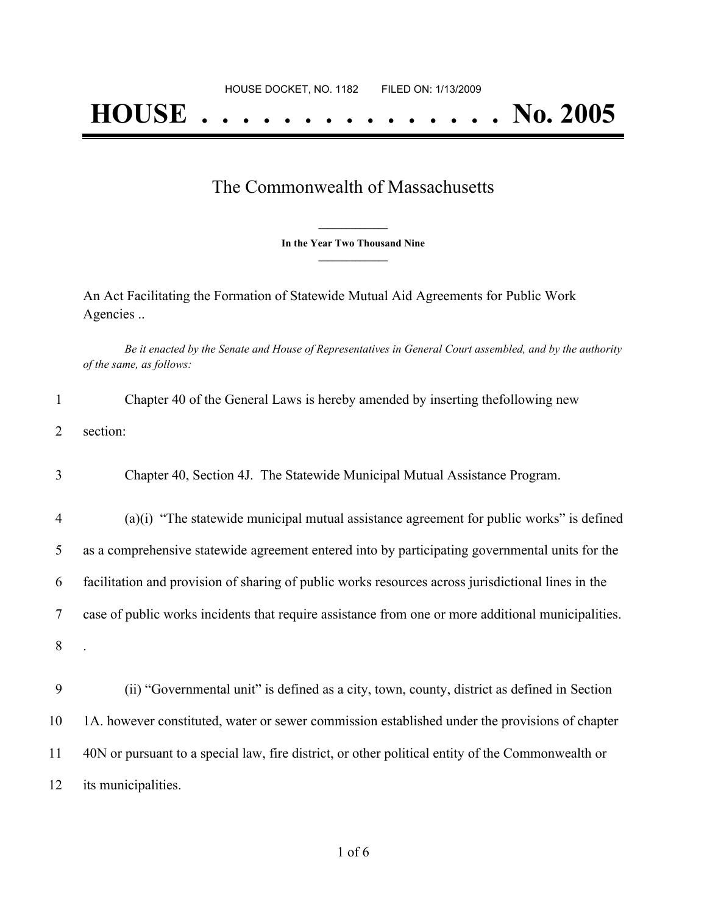HOUSE DOCKET, NO. 1182        FILED ON: 1/13/2009

# HOUSE . . . . . . . . . . . . . . . No. 2005

## The Commonwealth of Massachusetts

**In the Year Two Thousand Nine**

An Act Facilitating the Formation of Statewide Mutual Aid Agreements for Public Work Agencies ..

*Be it enacted by the Senate and House of Representatives in General Court assembled, and by the authority of the same, as follows:*

Chapter 40 of the General Laws is hereby amended by inserting thefollowing new section:

Chapter 40, Section 4J.  The Statewide Municipal Mutual Assistance Program.

(a)(i)  "The statewide municipal mutual assistance agreement for public works" is defined as a comprehensive statewide agreement entered into by participating governmental units for the facilitation and provision of sharing of public works resources across jurisdictional lines in the case of public works incidents that require assistance from one or more additional municipalities. .

(ii) "Governmental unit" is defined as a city, town, county, district as defined in Section 1A. however constituted, water or sewer commission established under the provisions of chapter 40N or pursuant to a special law, fire district, or other political entity of the Commonwealth or its municipalities.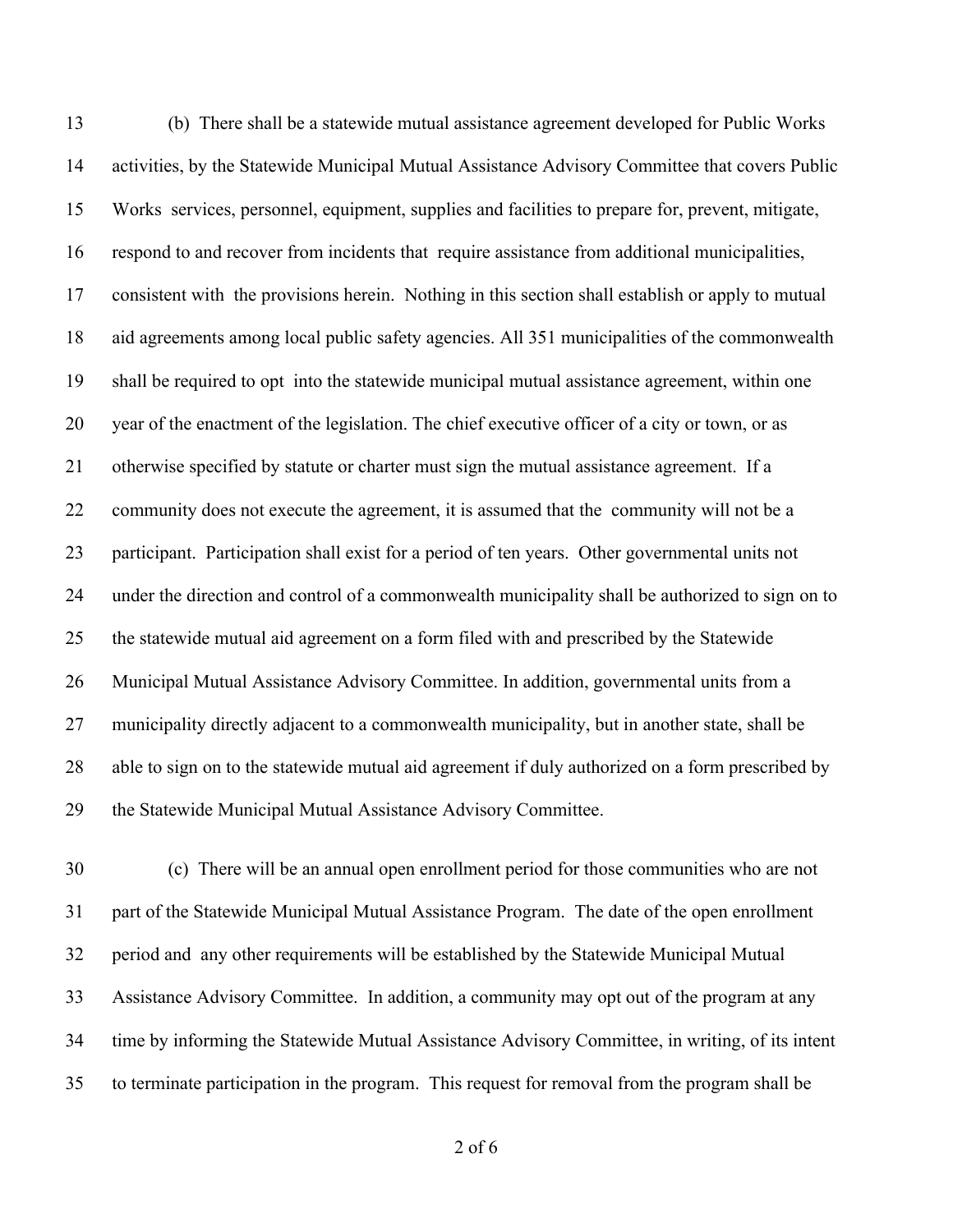(b) There shall be a statewide mutual assistance agreement developed for Public Works activities, by the Statewide Municipal Mutual Assistance Advisory Committee that covers Public Works services, personnel, equipment, supplies and facilities to prepare for, prevent, mitigate, respond to and recover from incidents that require assistance from additional municipalities, consistent with the provisions herein. Nothing in this section shall establish or apply to mutual aid agreements among local public safety agencies. All 351 municipalities of the commonwealth shall be required to opt into the statewide municipal mutual assistance agreement, within one year of the enactment of the legislation. The chief executive officer of a city or town, or as otherwise specified by statute or charter must sign the mutual assistance agreement. If a community does not execute the agreement, it is assumed that the community will not be a participant. Participation shall exist for a period of ten years. Other governmental units not under the direction and control of a commonwealth municipality shall be authorized to sign on to the statewide mutual aid agreement on a form filed with and prescribed by the Statewide Municipal Mutual Assistance Advisory Committee. In addition, governmental units from a municipality directly adjacent to a commonwealth municipality, but in another state, shall be able to sign on to the statewide mutual aid agreement if duly authorized on a form prescribed by the Statewide Municipal Mutual Assistance Advisory Committee.

(c) There will be an annual open enrollment period for those communities who are not part of the Statewide Municipal Mutual Assistance Program. The date of the open enrollment period and any other requirements will be established by the Statewide Municipal Mutual Assistance Advisory Committee. In addition, a community may opt out of the program at any time by informing the Statewide Mutual Assistance Advisory Committee, in writing, of its intent to terminate participation in the program. This request for removal from the program shall be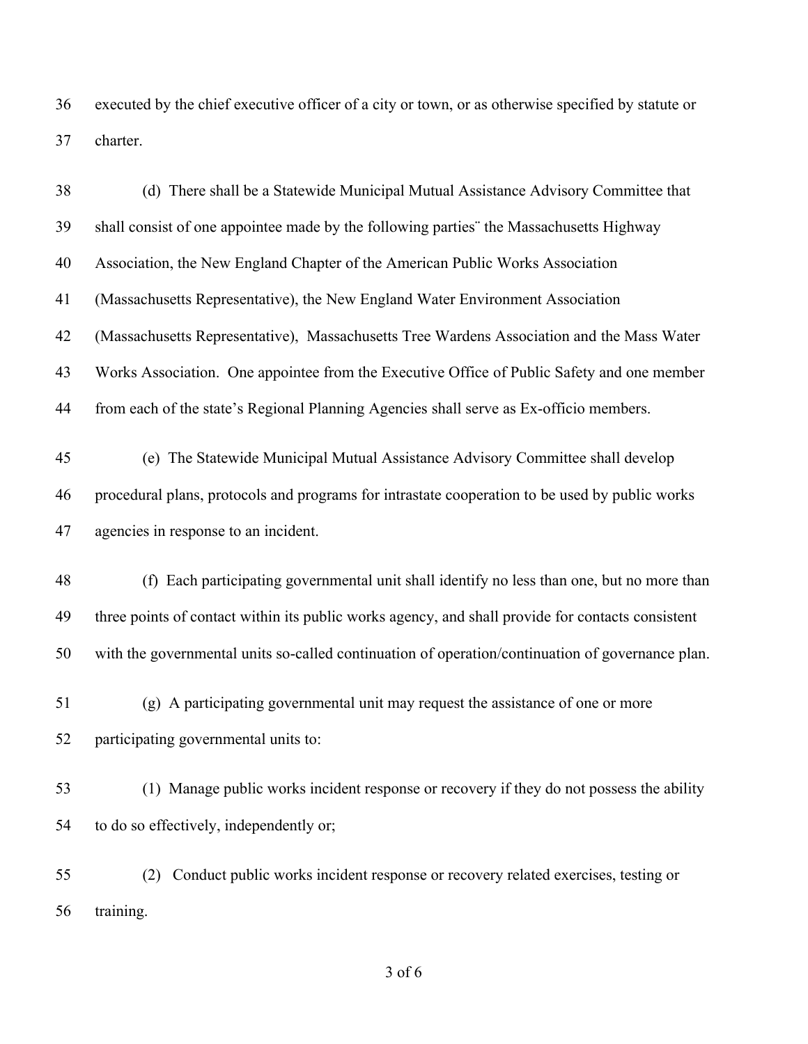executed by the chief executive officer of a city or town, or as otherwise specified by statute or charter.

(d) There shall be a Statewide Municipal Mutual Assistance Advisory Committee that shall consist of one appointee made by the following parties¨ the Massachusetts Highway Association, the New England Chapter of the American Public Works Association (Massachusetts Representative), the New England Water Environment Association (Massachusetts Representative), Massachusetts Tree Wardens Association and the Mass Water Works Association. One appointee from the Executive Office of Public Safety and one member from each of the state's Regional Planning Agencies shall serve as Ex-officio members.

(e) The Statewide Municipal Mutual Assistance Advisory Committee shall develop procedural plans, protocols and programs for intrastate cooperation to be used by public works agencies in response to an incident.

(f) Each participating governmental unit shall identify no less than one, but no more than three points of contact within its public works agency, and shall provide for contacts consistent with the governmental units so-called continuation of operation/continuation of governance plan.

(g) A participating governmental unit may request the assistance of one or more participating governmental units to:

(1) Manage public works incident response or recovery if they do not possess the ability to do so effectively, independently or;

(2) Conduct public works incident response or recovery related exercises, testing or training.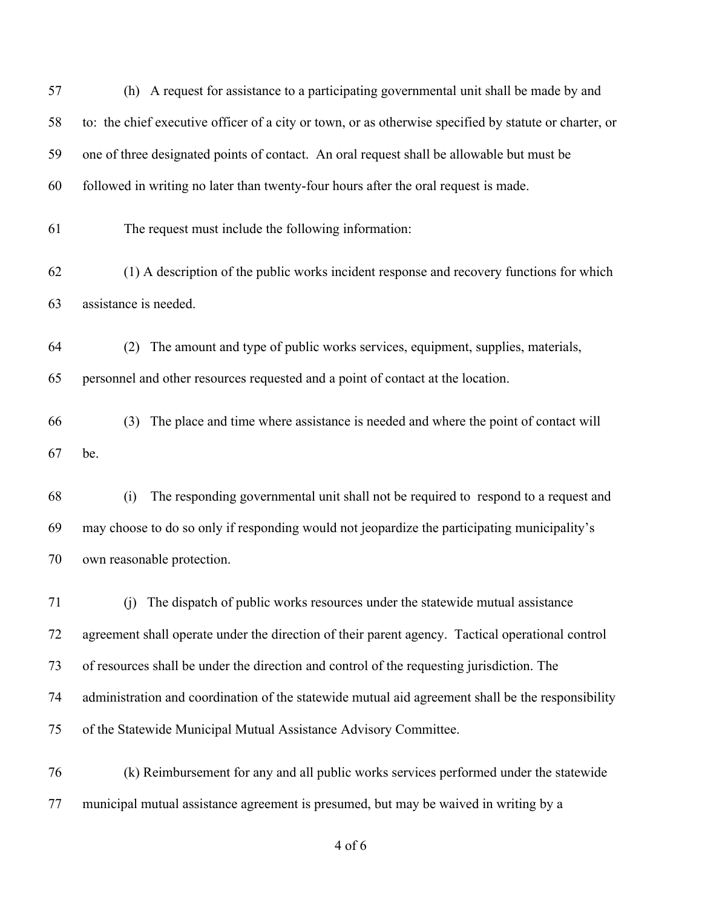(h) A request for assistance to a participating governmental unit shall be made by and to: the chief executive officer of a city or town, or as otherwise specified by statute or charter, or one of three designated points of contact. An oral request shall be allowable but must be followed in writing no later than twenty-four hours after the oral request is made.

The request must include the following information:

(1) A description of the public works incident response and recovery functions for which assistance is needed.

(2) The amount and type of public works services, equipment, supplies, materials, personnel and other resources requested and a point of contact at the location.

(3) The place and time where assistance is needed and where the point of contact will be.

(i) The responding governmental unit shall not be required to respond to a request and may choose to do so only if responding would not jeopardize the participating municipality's own reasonable protection.

(j) The dispatch of public works resources under the statewide mutual assistance agreement shall operate under the direction of their parent agency. Tactical operational control of resources shall be under the direction and control of the requesting jurisdiction. The administration and coordination of the statewide mutual aid agreement shall be the responsibility of the Statewide Municipal Mutual Assistance Advisory Committee.

(k) Reimbursement for any and all public works services performed under the statewide municipal mutual assistance agreement is presumed, but may be waived in writing by a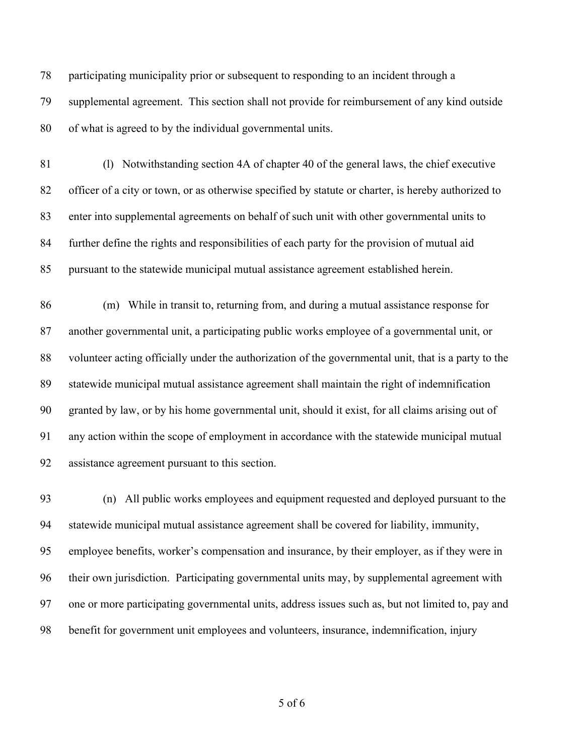participating municipality prior or subsequent to responding to an incident through a supplemental agreement. This section shall not provide for reimbursement of any kind outside of what is agreed to by the individual governmental units.

(l) Notwithstanding section 4A of chapter 40 of the general laws, the chief executive officer of a city or town, or as otherwise specified by statute or charter, is hereby authorized to enter into supplemental agreements on behalf of such unit with other governmental units to further define the rights and responsibilities of each party for the provision of mutual aid pursuant to the statewide municipal mutual assistance agreement established herein.

(m) While in transit to, returning from, and during a mutual assistance response for another governmental unit, a participating public works employee of a governmental unit, or volunteer acting officially under the authorization of the governmental unit, that is a party to the statewide municipal mutual assistance agreement shall maintain the right of indemnification granted by law, or by his home governmental unit, should it exist, for all claims arising out of any action within the scope of employment in accordance with the statewide municipal mutual assistance agreement pursuant to this section.

(n) All public works employees and equipment requested and deployed pursuant to the statewide municipal mutual assistance agreement shall be covered for liability, immunity, employee benefits, worker's compensation and insurance, by their employer, as if they were in their own jurisdiction. Participating governmental units may, by supplemental agreement with one or more participating governmental units, address issues such as, but not limited to, pay and benefit for government unit employees and volunteers, insurance, indemnification, injury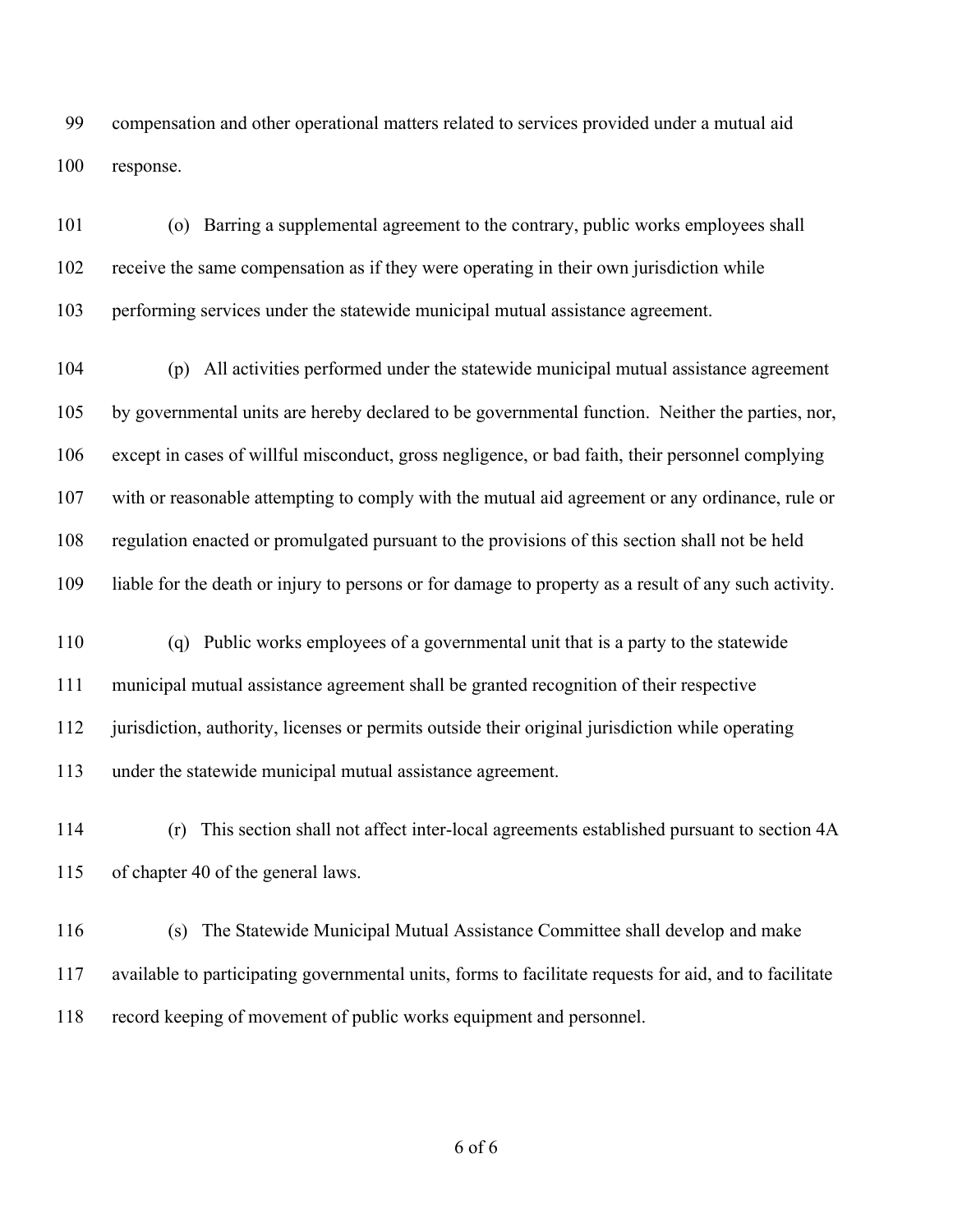compensation and other operational matters related to services provided under a mutual aid response.

(o) Barring a supplemental agreement to the contrary, public works employees shall receive the same compensation as if they were operating in their own jurisdiction while performing services under the statewide municipal mutual assistance agreement.

(p) All activities performed under the statewide municipal mutual assistance agreement by governmental units are hereby declared to be governmental function. Neither the parties, nor, except in cases of willful misconduct, gross negligence, or bad faith, their personnel complying with or reasonable attempting to comply with the mutual aid agreement or any ordinance, rule or regulation enacted or promulgated pursuant to the provisions of this section shall not be held liable for the death or injury to persons or for damage to property as a result of any such activity.

(q) Public works employees of a governmental unit that is a party to the statewide municipal mutual assistance agreement shall be granted recognition of their respective jurisdiction, authority, licenses or permits outside their original jurisdiction while operating under the statewide municipal mutual assistance agreement.

(r) This section shall not affect inter-local agreements established pursuant to section 4A of chapter 40 of the general laws.

(s) The Statewide Municipal Mutual Assistance Committee shall develop and make available to participating governmental units, forms to facilitate requests for aid, and to facilitate record keeping of movement of public works equipment and personnel.